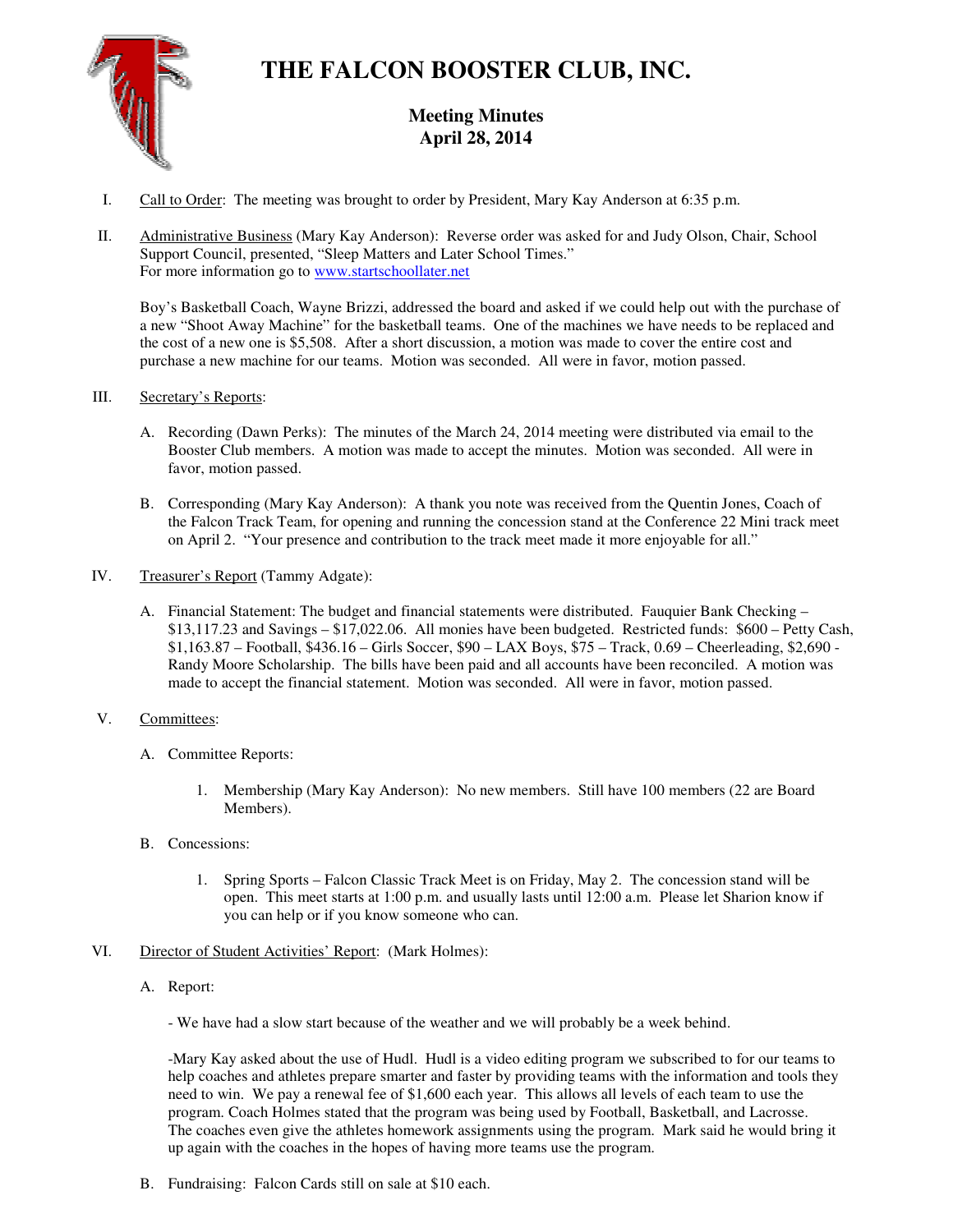# THE FALCON BOOSTER CLUB, INC.

## Meeting Minutes
## April 28, 2014

I. Call to Order: The meeting was brought to order by President, Mary Kay Anderson at 6:35 p.m.

II. Administrative Business (Mary Kay Anderson): Reverse order was asked for and Judy Olson, Chair, School Support Council, presented, "Sleep Matters and Later School Times."
For more information go to [www.startschoollater.net](http://www.startschoollater.net)

Boy's Basketball Coach, Wayne Brizzi, addressed the board and asked if we could help out with the purchase of a new "Shoot Away Machine" for the basketball teams. One of the machines we have needs to be replaced and the cost of a new one is $5,508. After a short discussion, a motion was made to cover the entire cost and purchase a new machine for our teams. Motion was seconded. All were in favor, motion passed.

III. Secretary's Reports:

A. Recording (Dawn Perks): The minutes of the March 24, 2014 meeting were distributed via email to the Booster Club members. A motion was made to accept the minutes. Motion was seconded. All were in favor, motion passed.

B. Corresponding (Mary Kay Anderson): A thank you note was received from the Quentin Jones, Coach of the Falcon Track Team, for opening and running the concession stand at the Conference 22 Mini track meet on April 2. "Your presence and contribution to the track meet made it more enjoyable for all."

IV. Treasurer's Report (Tammy Adgate):

A. Financial Statement: The budget and financial statements were distributed. Fauquier Bank Checking – $13,117.23 and Savings – $17,022.06. All monies have been budgeted. Restricted funds: $600 – Petty Cash, $1,163.87 – Football, $436.16 – Girls Soccer, $90 – LAX Boys, $75 – Track, 0.69 – Cheerleading, $2,690 - Randy Moore Scholarship. The bills have been paid and all accounts have been reconciled. A motion was made to accept the financial statement. Motion was seconded. All were in favor, motion passed.

V. Committees:

A. Committee Reports:

1. Membership (Mary Kay Anderson): No new members. Still have 100 members (22 are Board Members).

B. Concessions:

1. Spring Sports – Falcon Classic Track Meet is on Friday, May 2. The concession stand will be open. This meet starts at 1:00 p.m. and usually lasts until 12:00 a.m. Please let Sharion know if you can help or if you know someone who can.

VI. Director of Student Activities' Report: (Mark Holmes):

A. Report:

- We have had a slow start because of the weather and we will probably be a week behind.

-Mary Kay asked about the use of Hudl. Hudl is a video editing program we subscribed to for our teams to help coaches and athletes prepare smarter and faster by providing teams with the information and tools they need to win. We pay a renewal fee of $1,600 each year. This allows all levels of each team to use the program. Coach Holmes stated that the program was being used by Football, Basketball, and Lacrosse. The coaches even give the athletes homework assignments using the program. Mark said he would bring it up again with the coaches in the hopes of having more teams use the program.

B. Fundraising: Falcon Cards still on sale at $10 each.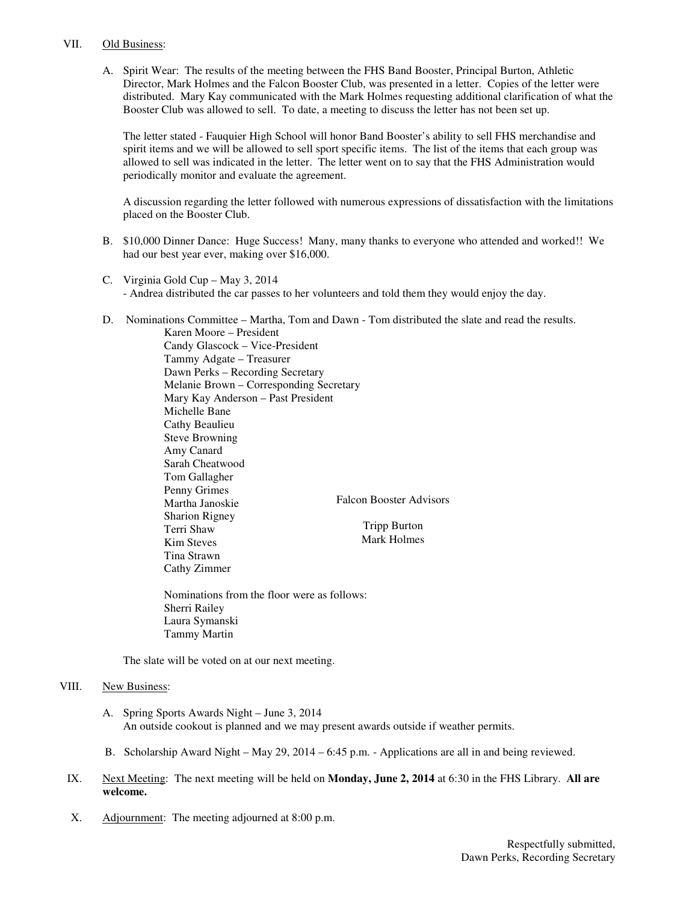VII. Old Business:

A. Spirit Wear: The results of the meeting between the FHS Band Booster, Principal Burton, Athletic Director, Mark Holmes and the Falcon Booster Club, was presented in a letter. Copies of the letter were distributed. Mary Kay communicated with the Mark Holmes requesting additional clarification of what the Booster Club was allowed to sell. To date, a meeting to discuss the letter has not been set up.

The letter stated - Fauquier High School will honor Band Booster's ability to sell FHS merchandise and spirit items and we will be allowed to sell sport specific items. The list of the items that each group was allowed to sell was indicated in the letter. The letter went on to say that the FHS Administration would periodically monitor and evaluate the agreement.

A discussion regarding the letter followed with numerous expressions of dissatisfaction with the limitations placed on the Booster Club.

B. $10,000 Dinner Dance: Huge Success! Many, many thanks to everyone who attended and worked!! We had our best year ever, making over $16,000.

C. Virginia Gold Cup – May 3, 2014
- Andrea distributed the car passes to her volunteers and told them they would enjoy the day.

D. Nominations Committee – Martha, Tom and Dawn - Tom distributed the slate and read the results.

Karen Moore – President
Candy Glascock – Vice-President
Tammy Adgate – Treasurer
Dawn Perks – Recording Secretary
Melanie Brown – Corresponding Secretary
Mary Kay Anderson – Past President
Michelle Bane
Cathy Beaulieu
Steve Browning
Amy Canard
Sarah Cheatwood
Tom Gallagher
Penny Grimes
Martha Janoskie
Sharion Rigney
Terri Shaw
Kim Steves
Tina Strawn
Cathy Zimmer

Falcon Booster Advisors

Tripp Burton
Mark Holmes

Nominations from the floor were as follows:
Sherri Railey
Laura Symanski
Tammy Martin

The slate will be voted on at our next meeting.

VIII. New Business:

A. Spring Sports Awards Night – June 3, 2014
An outside cookout is planned and we may present awards outside if weather permits.

B. Scholarship Award Night – May 29, 2014 – 6:45 p.m. - Applications are all in and being reviewed.

IX. Next Meeting: The next meeting will be held on **Monday, June 2, 2014** at 6:30 in the FHS Library. **All are welcome.**

X. Adjournment: The meeting adjourned at 8:00 p.m.

Respectfully submitted,
Dawn Perks, Recording Secretary